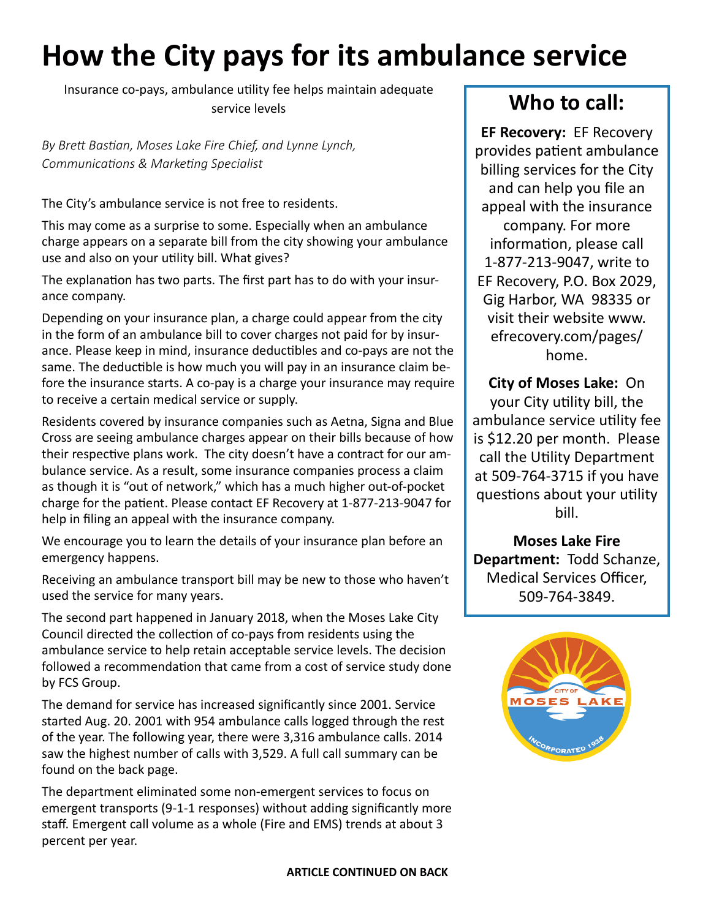# How the City pays for its ambulance service

Insurance co-pays, ambulance utility fee helps maintain adequate service levels

*By Brett Bastian, Moses Lake Fire Chief, and Lynne Lynch, Communications & Marketing Specialist*

The City's ambulance service is not free to residents.

This may come as a surprise to some. Especially when an ambulance charge appears on a separate bill from the city showing your ambulance use and also on your utility bill. What gives?

The explanation has two parts. The first part has to do with your insurance company.

Depending on your insurance plan, a charge could appear from the city in the form of an ambulance bill to cover charges not paid for by insurance. Please keep in mind, insurance deductibles and co-pays are not the same. The deductible is how much you will pay in an insurance claim before the insurance starts. A co-pay is a charge your insurance may require to receive a certain medical service or supply.

Residents covered by insurance companies such as Aetna, Signa and Blue Cross are seeing ambulance charges appear on their bills because of how their respective plans work. The city doesn't have a contract for our ambulance service. As a result, some insurance companies process a claim as though it is "out of network," which has a much higher out-of-pocket charge for the patient. Please contact EF Recovery at 1-877-213-9047 for help in filing an appeal with the insurance company.

We encourage you to learn the details of your insurance plan before an emergency happens.

Receiving an ambulance transport bill may be new to those who haven't used the service for many years.

The second part happened in January 2018, when the Moses Lake City Council directed the collection of co-pays from residents using the ambulance service to help retain acceptable service levels. The decision followed a recommendation that came from a cost of service study done by FCS Group.

The demand for service has increased significantly since 2001. Service started Aug. 20. 2001 with 954 ambulance calls logged through the rest of the year. The following year, there were 3,316 ambulance calls. 2014 saw the highest number of calls with 3,529. A full call summary can be found on the back page.

The department eliminated some non-emergent services to focus on emergent transports (9-1-1 responses) without adding significantly more staff. Emergent call volume as a whole (Fire and EMS) trends at about 3 percent per year.

**ARTICLE CONTINUED ON BACK**

## Who to call:

**EF Recovery:** EF Recovery provides patient ambulance billing services for the City and can help you file an appeal with the insurance company. For more information, please call 1-877-213-9047, write to EF Recovery, P.O. Box 2029, Gig Harbor, WA 98335 or visit their website www.efrecovery.com/pages/home.

**City of Moses Lake:** On your City utility bill, the ambulance service utility fee is $12.20 per month. Please call the Utility Department at 509-764-3715 if you have questions about your utility bill.

**Moses Lake Fire Department:** Todd Schanze, Medical Services Officer, 509-764-3849.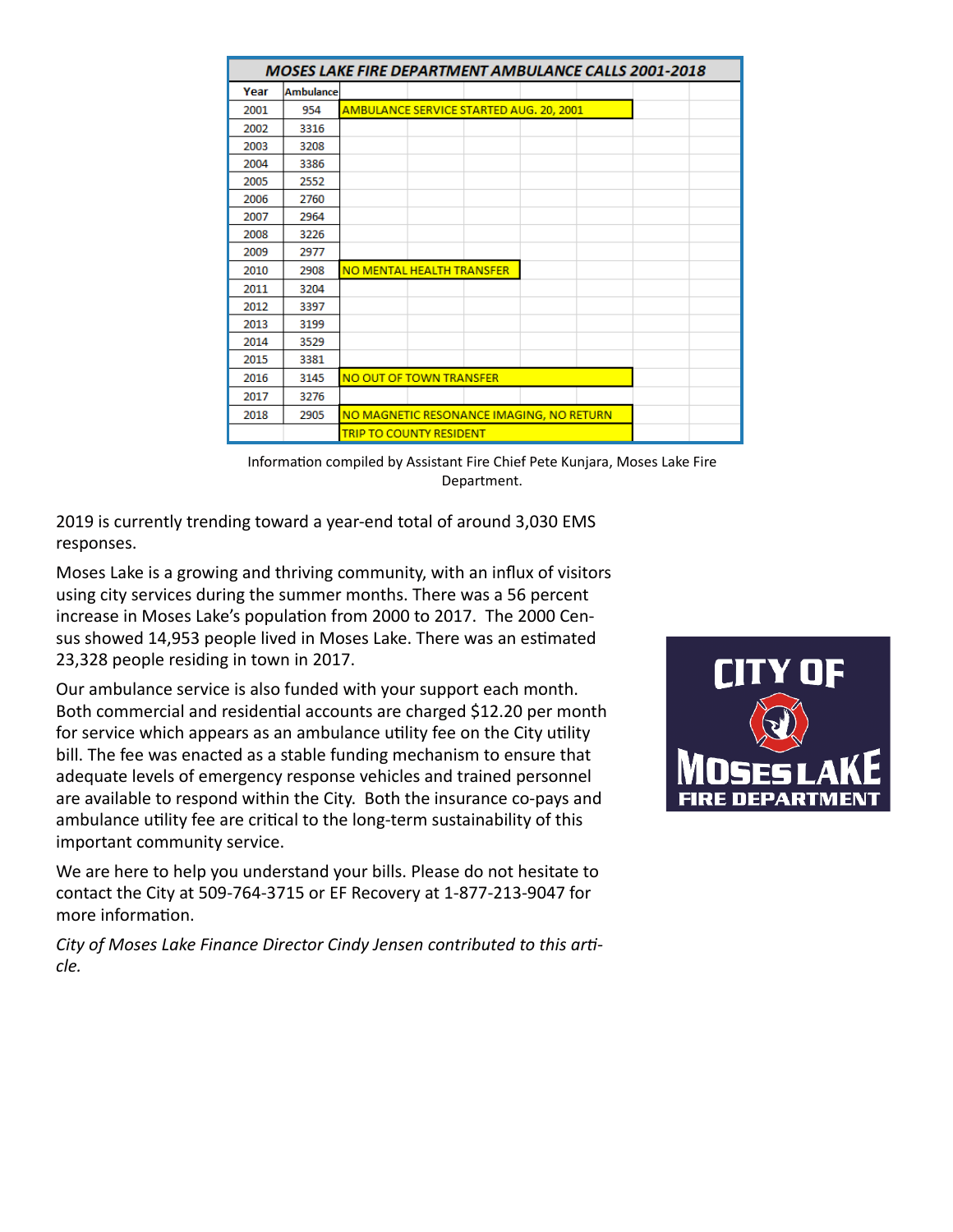| MOSES LAKE FIRE DEPARTMENT AMBULANCE CALLS 2001-2018 | | |
|---|---|---|
| Year | Ambulance | |
| 2001 | 954 | AMBULANCE SERVICE STARTED AUG. 20, 2001 |
| 2002 | 3316 | |
| 2003 | 3208 | |
| 2004 | 3386 | |
| 2005 | 2552 | |
| 2006 | 2760 | |
| 2007 | 2964 | |
| 2008 | 3226 | |
| 2009 | 2977 | |
| 2010 | 2908 | NO MENTAL HEALTH TRANSFER |
| 2011 | 3204 | |
| 2012 | 3397 | |
| 2013 | 3199 | |
| 2014 | 3529 | |
| 2015 | 3381 | |
| 2016 | 3145 | NO OUT OF TOWN TRANSFER |
| 2017 | 3276 | |
| 2018 | 2905 | NO MAGNETIC RESONANCE IMAGING, NO RETURN TRIP TO COUNTY RESIDENT |

Information compiled by Assistant Fire Chief Pete Kunjara, Moses Lake Fire Department.

2019 is currently trending toward a year-end total of around 3,030 EMS responses.

Moses Lake is a growing and thriving community, with an influx of visitors using city services during the summer months. There was a 56 percent increase in Moses Lake's population from 2000 to 2017. The 2000 Census showed 14,953 people lived in Moses Lake. There was an estimated 23,328 people residing in town in 2017.

Our ambulance service is also funded with your support each month. Both commercial and residential accounts are charged $12.20 per month for service which appears as an ambulance utility fee on the City utility bill. The fee was enacted as a stable funding mechanism to ensure that adequate levels of emergency response vehicles and trained personnel are available to respond within the City. Both the insurance co-pays and ambulance utility fee are critical to the long-term sustainability of this important community service.

We are here to help you understand your bills. Please do not hesitate to contact the City at 509-764-3715 or EF Recovery at 1-877-213-9047 for more information.

*City of Moses Lake Finance Director Cindy Jensen contributed to this article.*

CITY OF MOSES LAKE FIRE DEPARTMENT